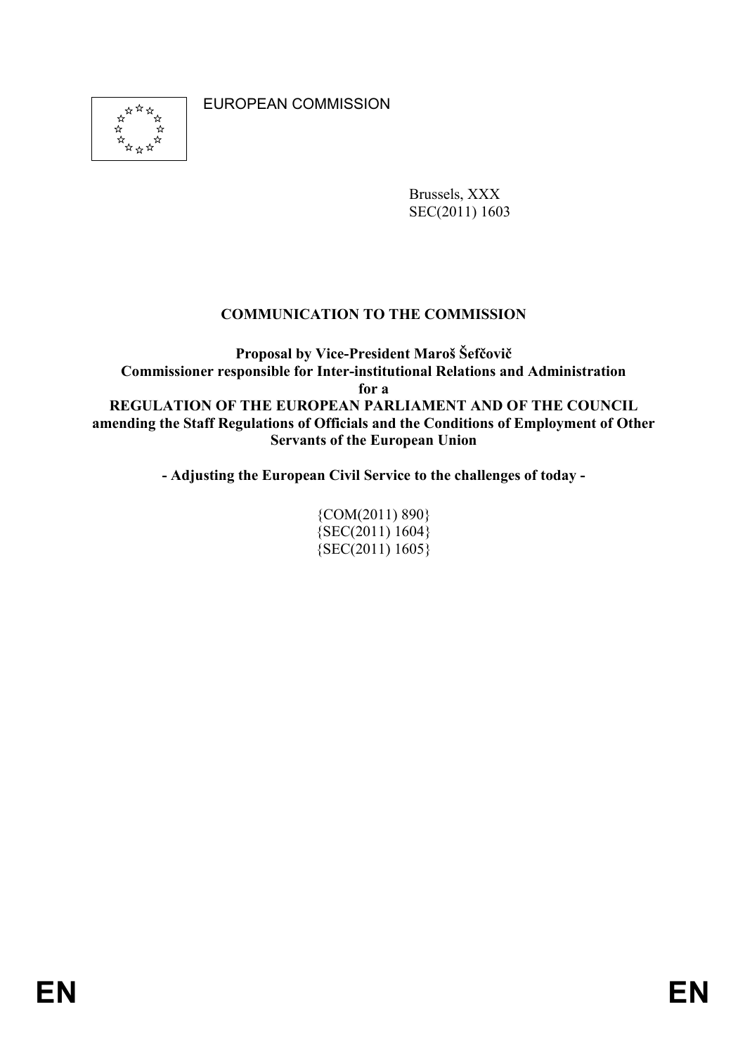EUROPEAN COMMISSION

Brussels, XXX
SEC(2011) 1603

**COMMUNICATION TO THE COMMISSION**

**Proposal by Vice-President Maroš Šefčovič**
**Commissioner responsible for Inter-institutional Relations and Administration**
**for a**
**REGULATION OF THE EUROPEAN PARLIAMENT AND OF THE COUNCIL**
**amending the Staff Regulations of Officials and the Conditions of Employment of Other Servants of the European Union**

**- Adjusting the European Civil Service to the challenges of today -**

{COM(2011) 890}
{SEC(2011) 1604}
{SEC(2011) 1605}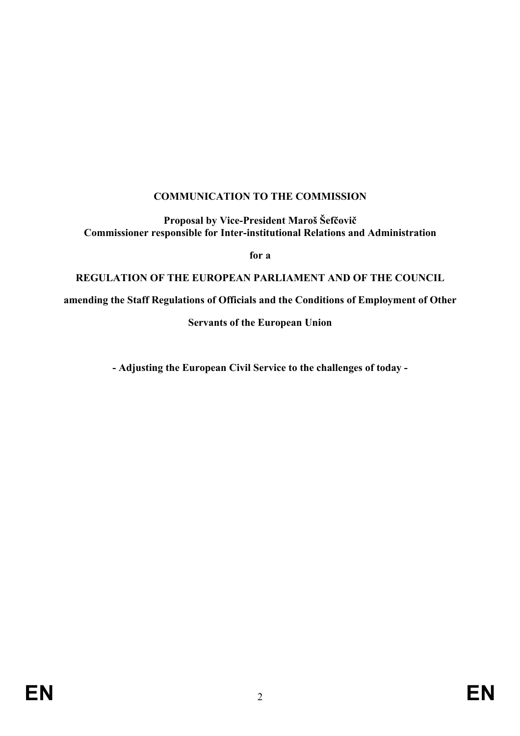**COMMUNICATION TO THE COMMISSION**

**Proposal by Vice-President Maroš Šefčovič**
**Commissioner responsible for Inter-institutional Relations and Administration**

**for a**

**REGULATION OF THE EUROPEAN PARLIAMENT AND OF THE COUNCIL**

**amending the Staff Regulations of Officials and the Conditions of Employment of Other Servants of the European Union**

**- Adjusting the European Civil Service to the challenges of today -**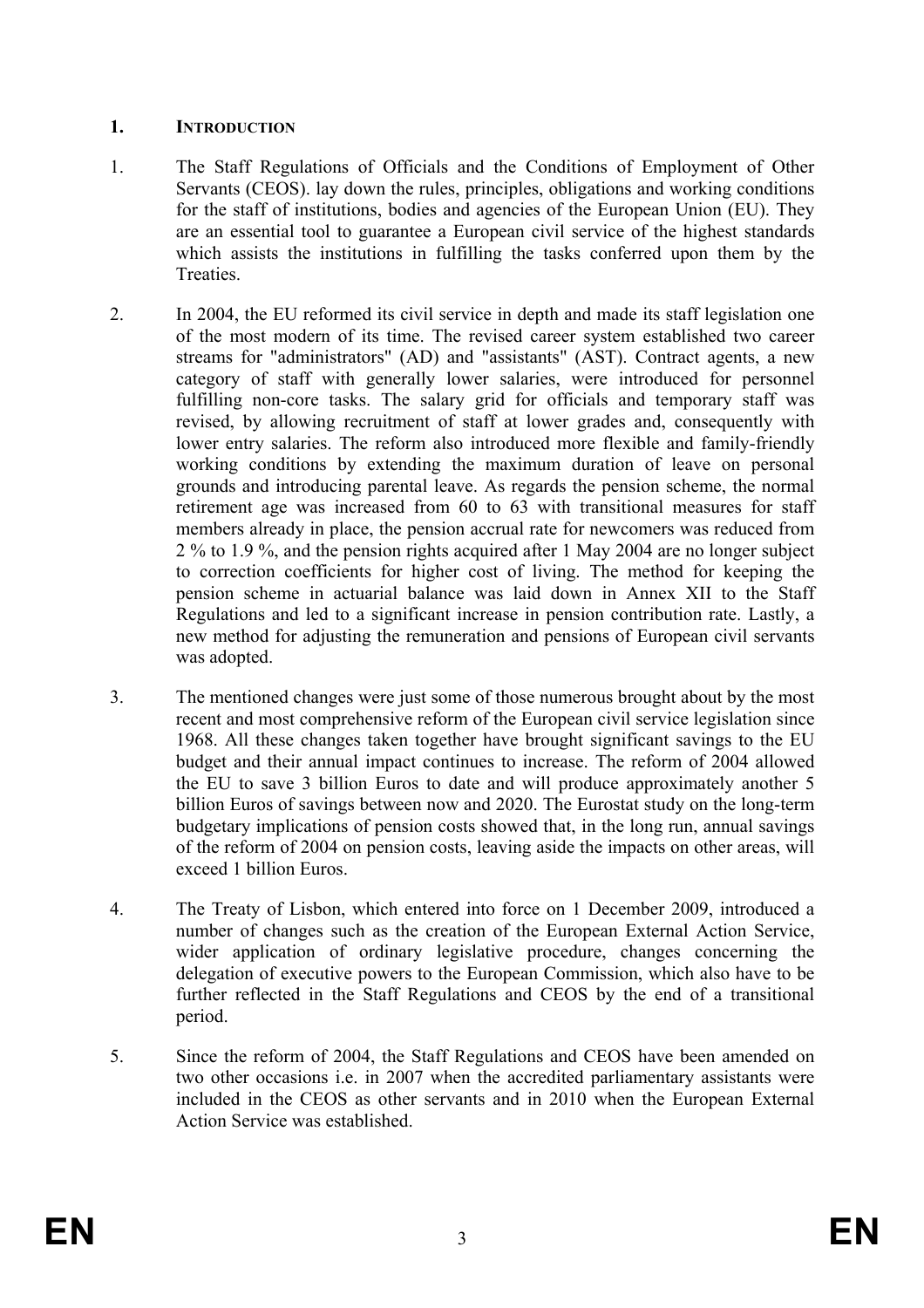## 1. INTRODUCTION

1. The Staff Regulations of Officials and the Conditions of Employment of Other Servants (CEOS). lay down the rules, principles, obligations and working conditions for the staff of institutions, bodies and agencies of the European Union (EU). They are an essential tool to guarantee a European civil service of the highest standards which assists the institutions in fulfilling the tasks conferred upon them by the Treaties.

2. In 2004, the EU reformed its civil service in depth and made its staff legislation one of the most modern of its time. The revised career system established two career streams for "administrators" (AD) and "assistants" (AST). Contract agents, a new category of staff with generally lower salaries, were introduced for personnel fulfilling non-core tasks. The salary grid for officials and temporary staff was revised, by allowing recruitment of staff at lower grades and, consequently with lower entry salaries. The reform also introduced more flexible and family-friendly working conditions by extending the maximum duration of leave on personal grounds and introducing parental leave. As regards the pension scheme, the normal retirement age was increased from 60 to 63 with transitional measures for staff members already in place, the pension accrual rate for newcomers was reduced from 2 % to 1.9 %, and the pension rights acquired after 1 May 2004 are no longer subject to correction coefficients for higher cost of living. The method for keeping the pension scheme in actuarial balance was laid down in Annex XII to the Staff Regulations and led to a significant increase in pension contribution rate. Lastly, a new method for adjusting the remuneration and pensions of European civil servants was adopted.

3. The mentioned changes were just some of those numerous brought about by the most recent and most comprehensive reform of the European civil service legislation since 1968. All these changes taken together have brought significant savings to the EU budget and their annual impact continues to increase. The reform of 2004 allowed the EU to save 3 billion Euros to date and will produce approximately another 5 billion Euros of savings between now and 2020. The Eurostat study on the long-term budgetary implications of pension costs showed that, in the long run, annual savings of the reform of 2004 on pension costs, leaving aside the impacts on other areas, will exceed 1 billion Euros.

4. The Treaty of Lisbon, which entered into force on 1 December 2009, introduced a number of changes such as the creation of the European External Action Service, wider application of ordinary legislative procedure, changes concerning the delegation of executive powers to the European Commission, which also have to be further reflected in the Staff Regulations and CEOS by the end of a transitional period.

5. Since the reform of 2004, the Staff Regulations and CEOS have been amended on two other occasions i.e. in 2007 when the accredited parliamentary assistants were included in the CEOS as other servants and in 2010 when the European External Action Service was established.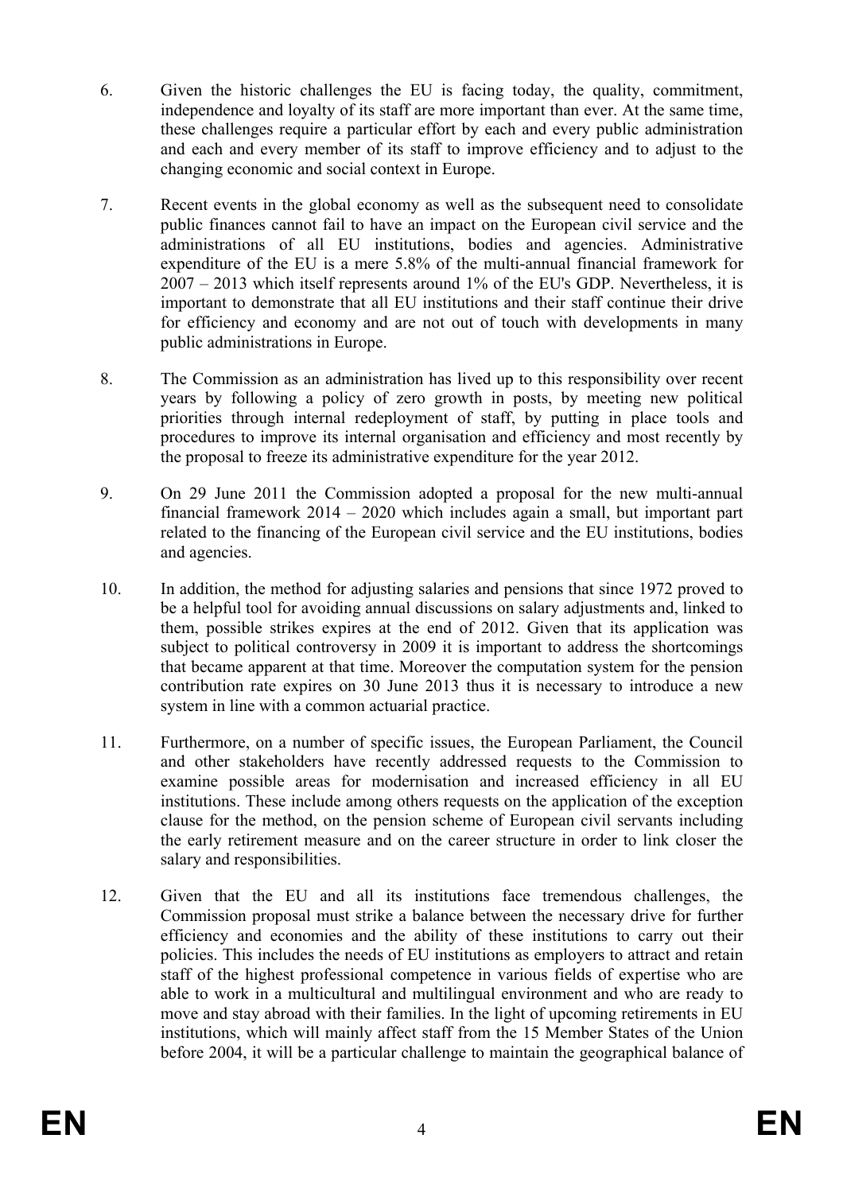6. Given the historic challenges the EU is facing today, the quality, commitment, independence and loyalty of its staff are more important than ever. At the same time, these challenges require a particular effort by each and every public administration and each and every member of its staff to improve efficiency and to adjust to the changing economic and social context in Europe.

7. Recent events in the global economy as well as the subsequent need to consolidate public finances cannot fail to have an impact on the European civil service and the administrations of all EU institutions, bodies and agencies. Administrative expenditure of the EU is a mere 5.8% of the multi-annual financial framework for 2007 – 2013 which itself represents around 1% of the EU's GDP. Nevertheless, it is important to demonstrate that all EU institutions and their staff continue their drive for efficiency and economy and are not out of touch with developments in many public administrations in Europe.

8. The Commission as an administration has lived up to this responsibility over recent years by following a policy of zero growth in posts, by meeting new political priorities through internal redeployment of staff, by putting in place tools and procedures to improve its internal organisation and efficiency and most recently by the proposal to freeze its administrative expenditure for the year 2012.

9. On 29 June 2011 the Commission adopted a proposal for the new multi-annual financial framework 2014 – 2020 which includes again a small, but important part related to the financing of the European civil service and the EU institutions, bodies and agencies.

10. In addition, the method for adjusting salaries and pensions that since 1972 proved to be a helpful tool for avoiding annual discussions on salary adjustments and, linked to them, possible strikes expires at the end of 2012. Given that its application was subject to political controversy in 2009 it is important to address the shortcomings that became apparent at that time. Moreover the computation system for the pension contribution rate expires on 30 June 2013 thus it is necessary to introduce a new system in line with a common actuarial practice.

11. Furthermore, on a number of specific issues, the European Parliament, the Council and other stakeholders have recently addressed requests to the Commission to examine possible areas for modernisation and increased efficiency in all EU institutions. These include among others requests on the application of the exception clause for the method, on the pension scheme of European civil servants including the early retirement measure and on the career structure in order to link closer the salary and responsibilities.

12. Given that the EU and all its institutions face tremendous challenges, the Commission proposal must strike a balance between the necessary drive for further efficiency and economies and the ability of these institutions to carry out their policies. This includes the needs of EU institutions as employers to attract and retain staff of the highest professional competence in various fields of expertise who are able to work in a multicultural and multilingual environment and who are ready to move and stay abroad with their families. In the light of upcoming retirements in EU institutions, which will mainly affect staff from the 15 Member States of the Union before 2004, it will be a particular challenge to maintain the geographical balance of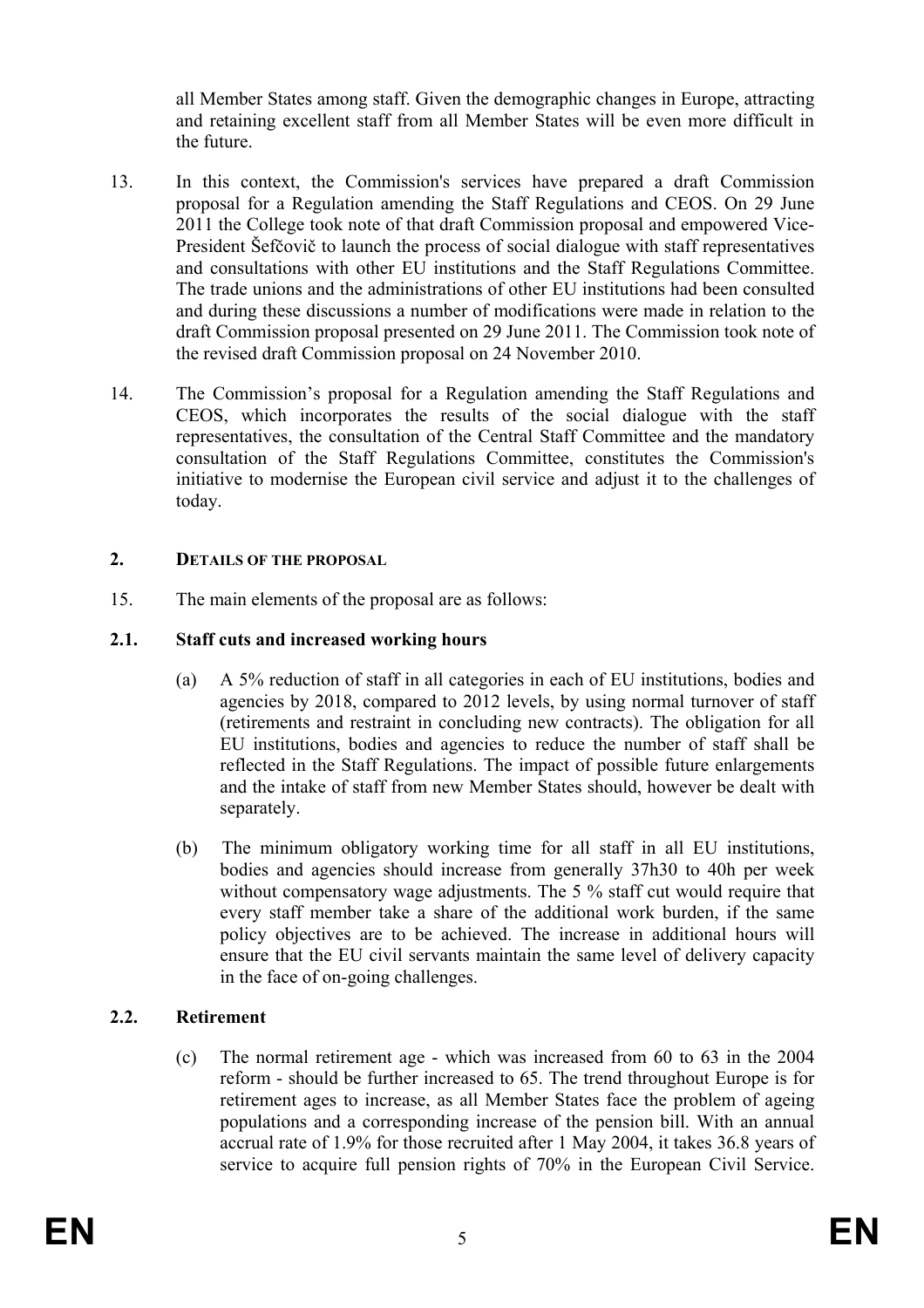all Member States among staff. Given the demographic changes in Europe, attracting and retaining excellent staff from all Member States will be even more difficult in the future.

13. In this context, the Commission's services have prepared a draft Commission proposal for a Regulation amending the Staff Regulations and CEOS. On 29 June 2011 the College took note of that draft Commission proposal and empowered Vice-President Šefčovič to launch the process of social dialogue with staff representatives and consultations with other EU institutions and the Staff Regulations Committee. The trade unions and the administrations of other EU institutions had been consulted and during these discussions a number of modifications were made in relation to the draft Commission proposal presented on 29 June 2011. The Commission took note of the revised draft Commission proposal on 24 November 2010.

14. The Commission's proposal for a Regulation amending the Staff Regulations and CEOS, which incorporates the results of the social dialogue with the staff representatives, the consultation of the Central Staff Committee and the mandatory consultation of the Staff Regulations Committee, constitutes the Commission's initiative to modernise the European civil service and adjust it to the challenges of today.

## 2. DETAILS OF THE PROPOSAL

15. The main elements of the proposal are as follows:

### 2.1. Staff cuts and increased working hours

(a) A 5% reduction of staff in all categories in each of EU institutions, bodies and agencies by 2018, compared to 2012 levels, by using normal turnover of staff (retirements and restraint in concluding new contracts). The obligation for all EU institutions, bodies and agencies to reduce the number of staff shall be reflected in the Staff Regulations. The impact of possible future enlargements and the intake of staff from new Member States should, however be dealt with separately.

(b) The minimum obligatory working time for all staff in all EU institutions, bodies and agencies should increase from generally 37h30 to 40h per week without compensatory wage adjustments. The 5 % staff cut would require that every staff member take a share of the additional work burden, if the same policy objectives are to be achieved. The increase in additional hours will ensure that the EU civil servants maintain the same level of delivery capacity in the face of on-going challenges.

### 2.2. Retirement

(c) The normal retirement age - which was increased from 60 to 63 in the 2004 reform - should be further increased to 65. The trend throughout Europe is for retirement ages to increase, as all Member States face the problem of ageing populations and a corresponding increase of the pension bill. With an annual accrual rate of 1.9% for those recruited after 1 May 2004, it takes 36.8 years of service to acquire full pension rights of 70% in the European Civil Service.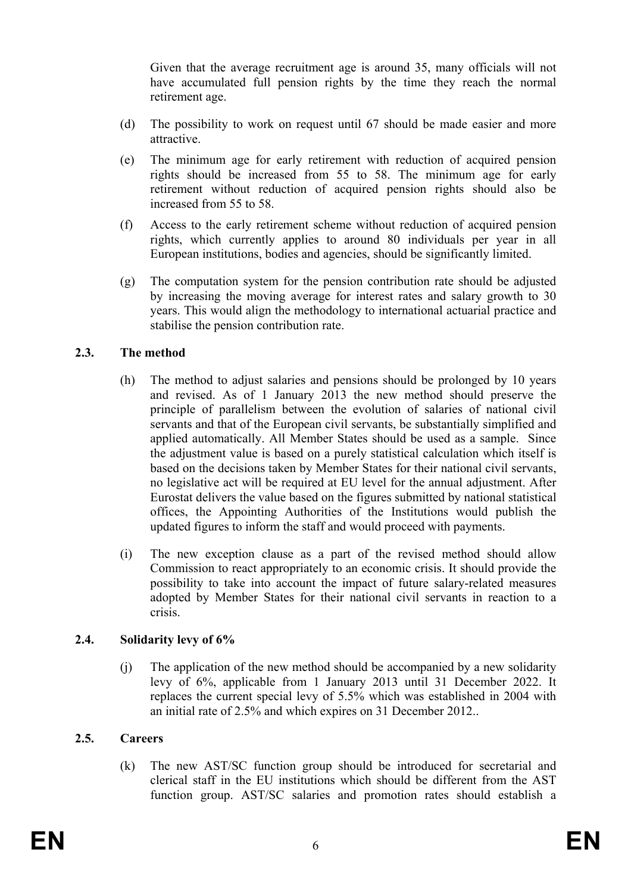Given that the average recruitment age is around 35, many officials will not have accumulated full pension rights by the time they reach the normal retirement age.

(d) The possibility to work on request until 67 should be made easier and more attractive.

(e) The minimum age for early retirement with reduction of acquired pension rights should be increased from 55 to 58. The minimum age for early retirement without reduction of acquired pension rights should also be increased from 55 to 58.

(f) Access to the early retirement scheme without reduction of acquired pension rights, which currently applies to around 80 individuals per year in all European institutions, bodies and agencies, should be significantly limited.

(g) The computation system for the pension contribution rate should be adjusted by increasing the moving average for interest rates and salary growth to 30 years. This would align the methodology to international actuarial practice and stabilise the pension contribution rate.

### 2.3. The method

(h) The method to adjust salaries and pensions should be prolonged by 10 years and revised. As of 1 January 2013 the new method should preserve the principle of parallelism between the evolution of salaries of national civil servants and that of the European civil servants, be substantially simplified and applied automatically. All Member States should be used as a sample. Since the adjustment value is based on a purely statistical calculation which itself is based on the decisions taken by Member States for their national civil servants, no legislative act will be required at EU level for the annual adjustment. After Eurostat delivers the value based on the figures submitted by national statistical offices, the Appointing Authorities of the Institutions would publish the updated figures to inform the staff and would proceed with payments.

(i) The new exception clause as a part of the revised method should allow Commission to react appropriately to an economic crisis. It should provide the possibility to take into account the impact of future salary-related measures adopted by Member States for their national civil servants in reaction to a crisis.

### 2.4. Solidarity levy of 6%

(j) The application of the new method should be accompanied by a new solidarity levy of 6%, applicable from 1 January 2013 until 31 December 2022. It replaces the current special levy of 5.5% which was established in 2004 with an initial rate of 2.5% and which expires on 31 December 2012..

### 2.5. Careers

(k) The new AST/SC function group should be introduced for secretarial and clerical staff in the EU institutions which should be different from the AST function group. AST/SC salaries and promotion rates should establish a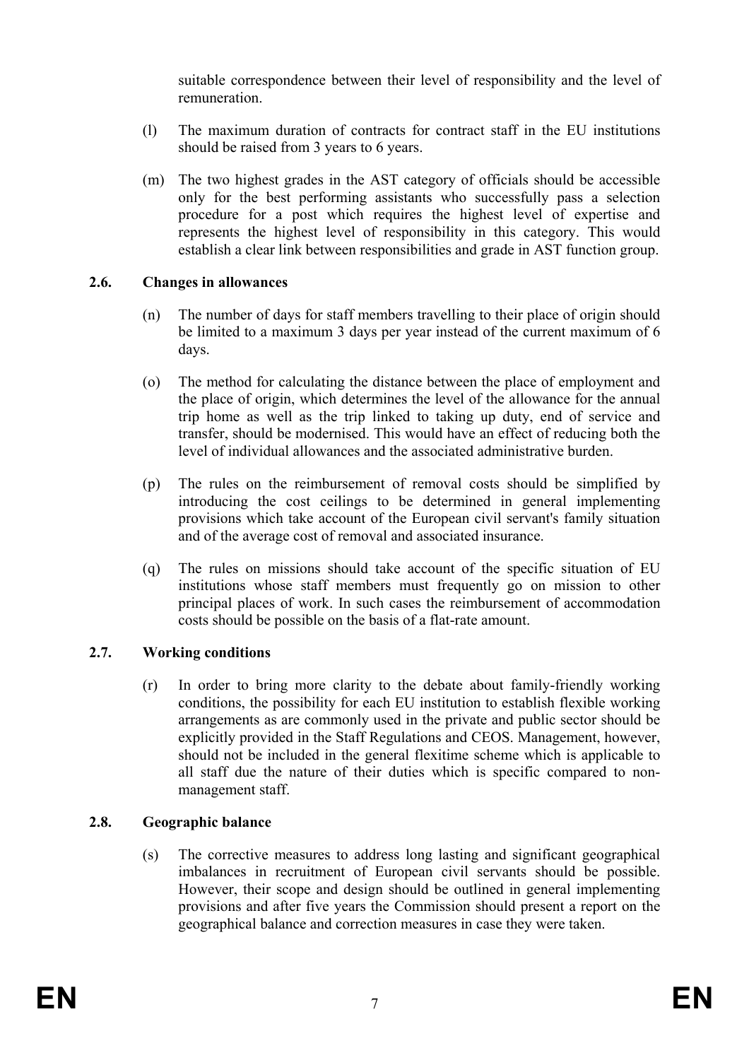suitable correspondence between their level of responsibility and the level of remuneration.

(l) The maximum duration of contracts for contract staff in the EU institutions should be raised from 3 years to 6 years.

(m) The two highest grades in the AST category of officials should be accessible only for the best performing assistants who successfully pass a selection procedure for a post which requires the highest level of expertise and represents the highest level of responsibility in this category. This would establish a clear link between responsibilities and grade in AST function group.

### 2.6. Changes in allowances

(n) The number of days for staff members travelling to their place of origin should be limited to a maximum 3 days per year instead of the current maximum of 6 days.

(o) The method for calculating the distance between the place of employment and the place of origin, which determines the level of the allowance for the annual trip home as well as the trip linked to taking up duty, end of service and transfer, should be modernised. This would have an effect of reducing both the level of individual allowances and the associated administrative burden.

(p) The rules on the reimbursement of removal costs should be simplified by introducing the cost ceilings to be determined in general implementing provisions which take account of the European civil servant's family situation and of the average cost of removal and associated insurance.

(q) The rules on missions should take account of the specific situation of EU institutions whose staff members must frequently go on mission to other principal places of work. In such cases the reimbursement of accommodation costs should be possible on the basis of a flat-rate amount.

### 2.7. Working conditions

(r) In order to bring more clarity to the debate about family-friendly working conditions, the possibility for each EU institution to establish flexible working arrangements as are commonly used in the private and public sector should be explicitly provided in the Staff Regulations and CEOS. Management, however, should not be included in the general flexitime scheme which is applicable to all staff due the nature of their duties which is specific compared to non-management staff.

### 2.8. Geographic balance

(s) The corrective measures to address long lasting and significant geographical imbalances in recruitment of European civil servants should be possible. However, their scope and design should be outlined in general implementing provisions and after five years the Commission should present a report on the geographical balance and correction measures in case they were taken.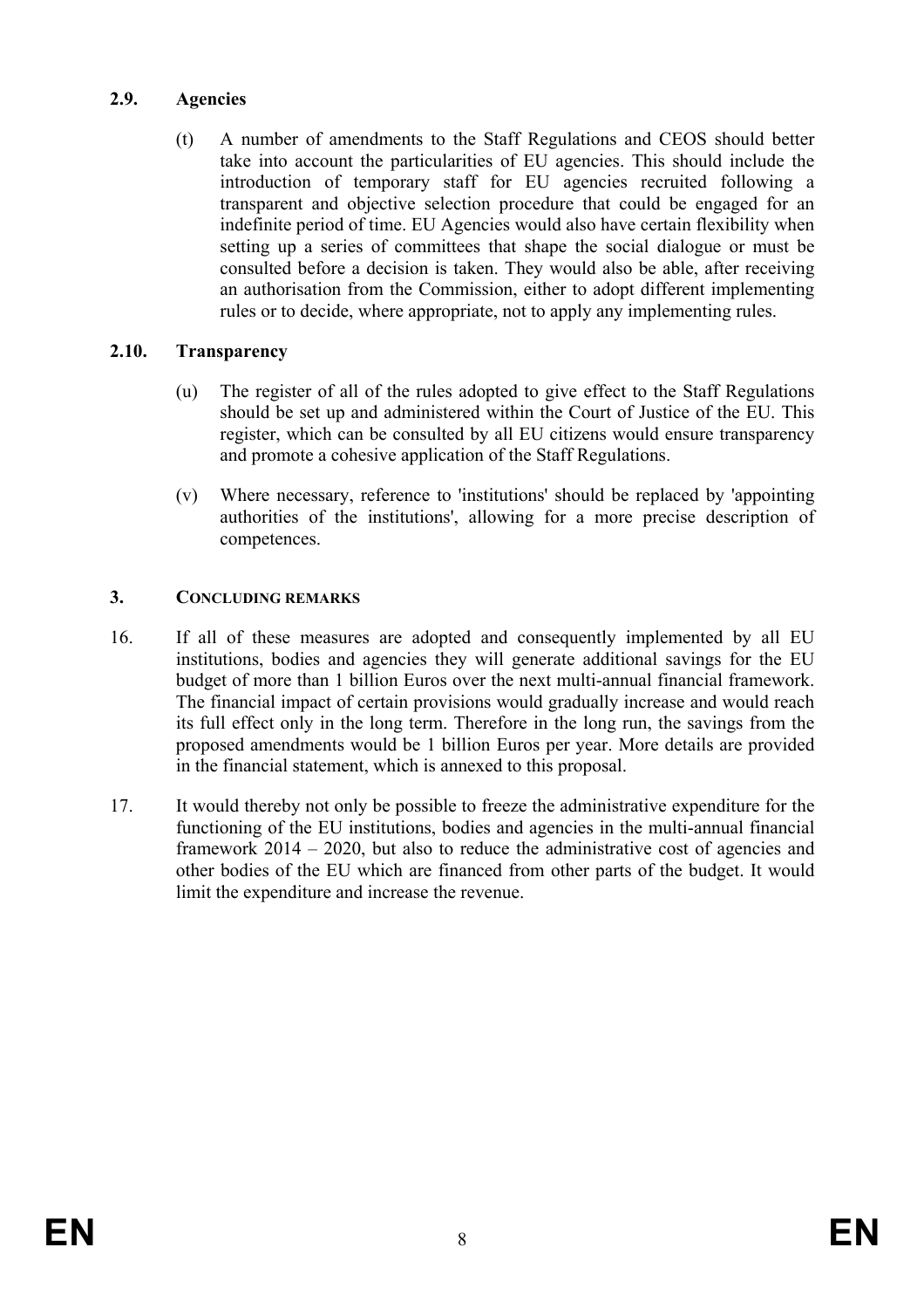### 2.9. Agencies

(t) A number of amendments to the Staff Regulations and CEOS should better take into account the particularities of EU agencies. This should include the introduction of temporary staff for EU agencies recruited following a transparent and objective selection procedure that could be engaged for an indefinite period of time. EU Agencies would also have certain flexibility when setting up a series of committees that shape the social dialogue or must be consulted before a decision is taken. They would also be able, after receiving an authorisation from the Commission, either to adopt different implementing rules or to decide, where appropriate, not to apply any implementing rules.

### 2.10. Transparency

(u) The register of all of the rules adopted to give effect to the Staff Regulations should be set up and administered within the Court of Justice of the EU. This register, which can be consulted by all EU citizens would ensure transparency and promote a cohesive application of the Staff Regulations.

(v) Where necessary, reference to 'institutions' should be replaced by 'appointing authorities of the institutions', allowing for a more precise description of competences.

## 3. CONCLUDING REMARKS

16. If all of these measures are adopted and consequently implemented by all EU institutions, bodies and agencies they will generate additional savings for the EU budget of more than 1 billion Euros over the next multi-annual financial framework. The financial impact of certain provisions would gradually increase and would reach its full effect only in the long term. Therefore in the long run, the savings from the proposed amendments would be 1 billion Euros per year. More details are provided in the financial statement, which is annexed to this proposal.

17. It would thereby not only be possible to freeze the administrative expenditure for the functioning of the EU institutions, bodies and agencies in the multi-annual financial framework 2014 – 2020, but also to reduce the administrative cost of agencies and other bodies of the EU which are financed from other parts of the budget. It would limit the expenditure and increase the revenue.